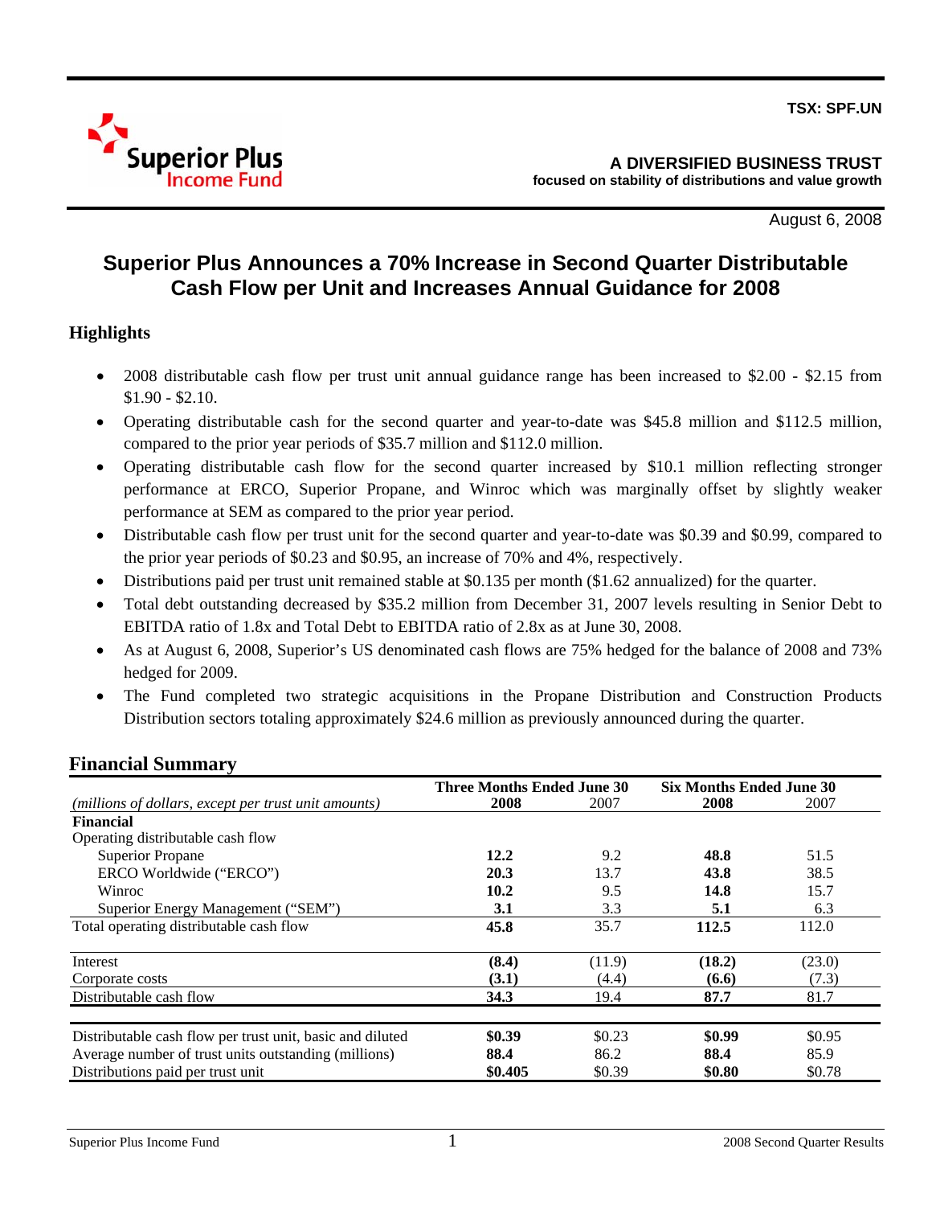TSX: SPF.UN

Superior Plus Income Fund

**A DIVERSIFIED BUSINESS TRUST**
**focused on stability of distributions and value growth**

August 6, 2008

# Superior Plus Announces a 70% Increase in Second Quarter Distributable Cash Flow per Unit and Increases Annual Guidance for 2008

## Highlights

- 2008 distributable cash flow per trust unit annual guidance range has been increased to $2.00 - $2.15 from $1.90 - $2.10.
- Operating distributable cash for the second quarter and year-to-date was $45.8 million and $112.5 million, compared to the prior year periods of $35.7 million and $112.0 million.
- Operating distributable cash flow for the second quarter increased by $10.1 million reflecting stronger performance at ERCO, Superior Propane, and Winroc which was marginally offset by slightly weaker performance at SEM as compared to the prior year period.
- Distributable cash flow per trust unit for the second quarter and year-to-date was $0.39 and $0.99, compared to the prior year periods of $0.23 and $0.95, an increase of 70% and 4%, respectively.
- Distributions paid per trust unit remained stable at $0.135 per month ($1.62 annualized) for the quarter.
- Total debt outstanding decreased by $35.2 million from December 31, 2007 levels resulting in Senior Debt to EBITDA ratio of 1.8x and Total Debt to EBITDA ratio of 2.8x as at June 30, 2008.
- As at August 6, 2008, Superior's US denominated cash flows are 75% hedged for the balance of 2008 and 73% hedged for 2009.
- The Fund completed two strategic acquisitions in the Propane Distribution and Construction Products Distribution sectors totaling approximately $24.6 million as previously announced during the quarter.

## Financial Summary

| *(millions of dollars, except per trust unit amounts)* | Three Months Ended June 30 2008 | 2007 | Six Months Ended June 30 2008 | 2007 |
|---|---|---|---|---|
| **Financial** | | | | |
| Operating distributable cash flow | | | | |
| Superior Propane | **12.2** | 9.2 | **48.8** | 51.5 |
| ERCO Worldwide ("ERCO") | **20.3** | 13.7 | **43.8** | 38.5 |
| Winroc | **10.2** | 9.5 | **14.8** | 15.7 |
| Superior Energy Management ("SEM") | **3.1** | 3.3 | **5.1** | 6.3 |
| Total operating distributable cash flow | **45.8** | 35.7 | **112.5** | 112.0 |
| Interest | **(8.4)** | (11.9) | **(18.2)** | (23.0) |
| Corporate costs | **(3.1)** | (4.4) | **(6.6)** | (7.3) |
| Distributable cash flow | **34.3** | 19.4 | **87.7** | 81.7 |
| Distributable cash flow per trust unit, basic and diluted | **$0.39** | $0.23 | **$0.99** | $0.95 |
| Average number of trust units outstanding (millions) | **88.4** | 86.2 | **88.4** | 85.9 |
| Distributions paid per trust unit | **$0.405** | $0.39 | **$0.80** | $0.78 |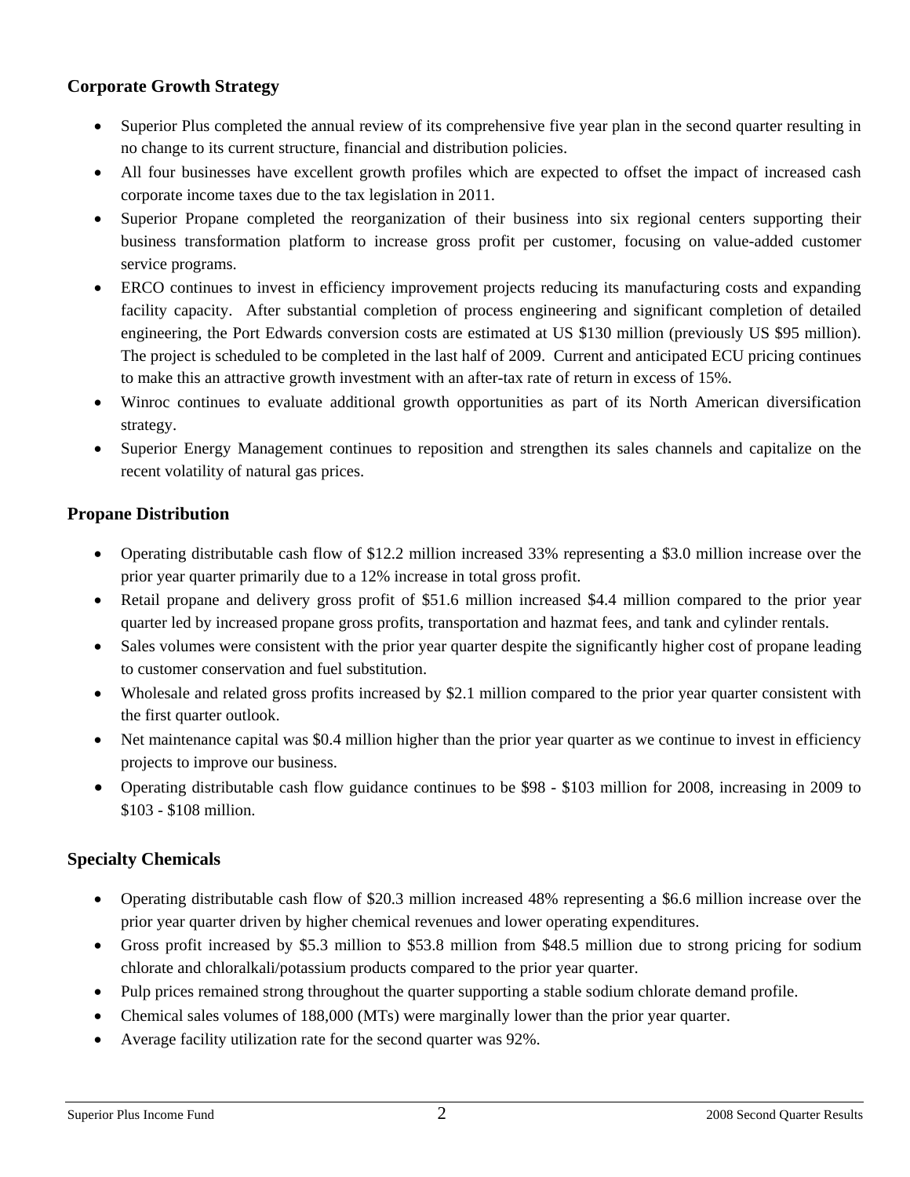## Corporate Growth Strategy

- Superior Plus completed the annual review of its comprehensive five year plan in the second quarter resulting in no change to its current structure, financial and distribution policies.
- All four businesses have excellent growth profiles which are expected to offset the impact of increased cash corporate income taxes due to the tax legislation in 2011.
- Superior Propane completed the reorganization of their business into six regional centers supporting their business transformation platform to increase gross profit per customer, focusing on value-added customer service programs.
- ERCO continues to invest in efficiency improvement projects reducing its manufacturing costs and expanding facility capacity. After substantial completion of process engineering and significant completion of detailed engineering, the Port Edwards conversion costs are estimated at US $130 million (previously US $95 million). The project is scheduled to be completed in the last half of 2009. Current and anticipated ECU pricing continues to make this an attractive growth investment with an after-tax rate of return in excess of 15%.
- Winroc continues to evaluate additional growth opportunities as part of its North American diversification strategy.
- Superior Energy Management continues to reposition and strengthen its sales channels and capitalize on the recent volatility of natural gas prices.

## Propane Distribution

- Operating distributable cash flow of $12.2 million increased 33% representing a $3.0 million increase over the prior year quarter primarily due to a 12% increase in total gross profit.
- Retail propane and delivery gross profit of $51.6 million increased $4.4 million compared to the prior year quarter led by increased propane gross profits, transportation and hazmat fees, and tank and cylinder rentals.
- Sales volumes were consistent with the prior year quarter despite the significantly higher cost of propane leading to customer conservation and fuel substitution.
- Wholesale and related gross profits increased by $2.1 million compared to the prior year quarter consistent with the first quarter outlook.
- Net maintenance capital was $0.4 million higher than the prior year quarter as we continue to invest in efficiency projects to improve our business.
- Operating distributable cash flow guidance continues to be $98 - $103 million for 2008, increasing in 2009 to $103 - $108 million.

## Specialty Chemicals

- Operating distributable cash flow of $20.3 million increased 48% representing a $6.6 million increase over the prior year quarter driven by higher chemical revenues and lower operating expenditures.
- Gross profit increased by $5.3 million to $53.8 million from $48.5 million due to strong pricing for sodium chlorate and chloralkali/potassium products compared to the prior year quarter.
- Pulp prices remained strong throughout the quarter supporting a stable sodium chlorate demand profile.
- Chemical sales volumes of 188,000 (MTs) were marginally lower than the prior year quarter.
- Average facility utilization rate for the second quarter was 92%.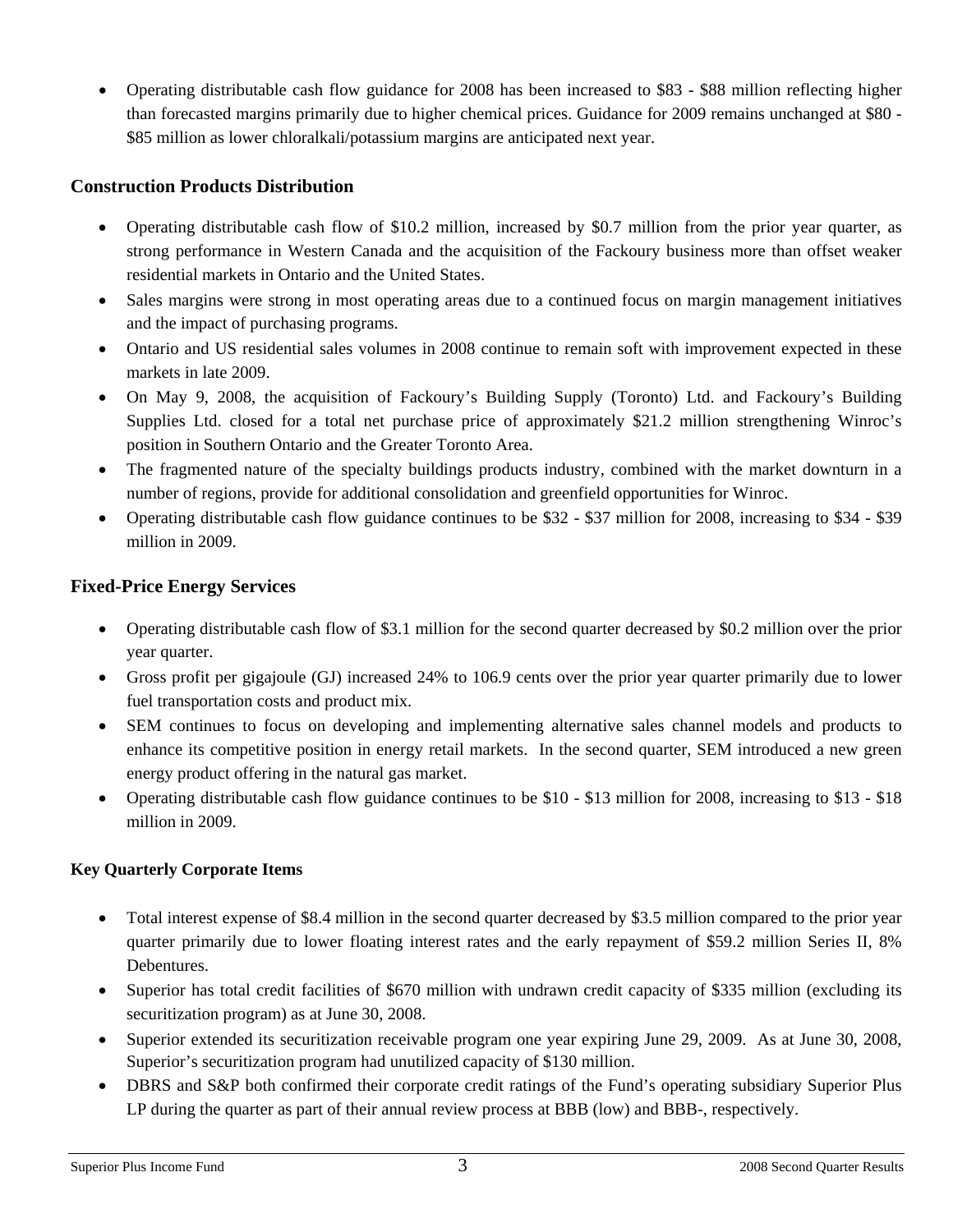- Operating distributable cash flow guidance for 2008 has been increased to $83 - $88 million reflecting higher than forecasted margins primarily due to higher chemical prices. Guidance for 2009 remains unchanged at $80 - $85 million as lower chloralkali/potassium margins are anticipated next year.

## Construction Products Distribution

- Operating distributable cash flow of $10.2 million, increased by $0.7 million from the prior year quarter, as strong performance in Western Canada and the acquisition of the Fackoury business more than offset weaker residential markets in Ontario and the United States.
- Sales margins were strong in most operating areas due to a continued focus on margin management initiatives and the impact of purchasing programs.
- Ontario and US residential sales volumes in 2008 continue to remain soft with improvement expected in these markets in late 2009.
- On May 9, 2008, the acquisition of Fackoury's Building Supply (Toronto) Ltd. and Fackoury's Building Supplies Ltd. closed for a total net purchase price of approximately $21.2 million strengthening Winroc's position in Southern Ontario and the Greater Toronto Area.
- The fragmented nature of the specialty buildings products industry, combined with the market downturn in a number of regions, provide for additional consolidation and greenfield opportunities for Winroc.
- Operating distributable cash flow guidance continues to be $32 - $37 million for 2008, increasing to $34 - $39 million in 2009.

## Fixed-Price Energy Services

- Operating distributable cash flow of $3.1 million for the second quarter decreased by $0.2 million over the prior year quarter.
- Gross profit per gigajoule (GJ) increased 24% to 106.9 cents over the prior year quarter primarily due to lower fuel transportation costs and product mix.
- SEM continues to focus on developing and implementing alternative sales channel models and products to enhance its competitive position in energy retail markets. In the second quarter, SEM introduced a new green energy product offering in the natural gas market.
- Operating distributable cash flow guidance continues to be $10 - $13 million for 2008, increasing to $13 - $18 million in 2009.

### Key Quarterly Corporate Items

- Total interest expense of $8.4 million in the second quarter decreased by $3.5 million compared to the prior year quarter primarily due to lower floating interest rates and the early repayment of $59.2 million Series II, 8% Debentures.
- Superior has total credit facilities of $670 million with undrawn credit capacity of $335 million (excluding its securitization program) as at June 30, 2008.
- Superior extended its securitization receivable program one year expiring June 29, 2009. As at June 30, 2008, Superior's securitization program had unutilized capacity of $130 million.
- DBRS and S&P both confirmed their corporate credit ratings of the Fund's operating subsidiary Superior Plus LP during the quarter as part of their annual review process at BBB (low) and BBB-, respectively.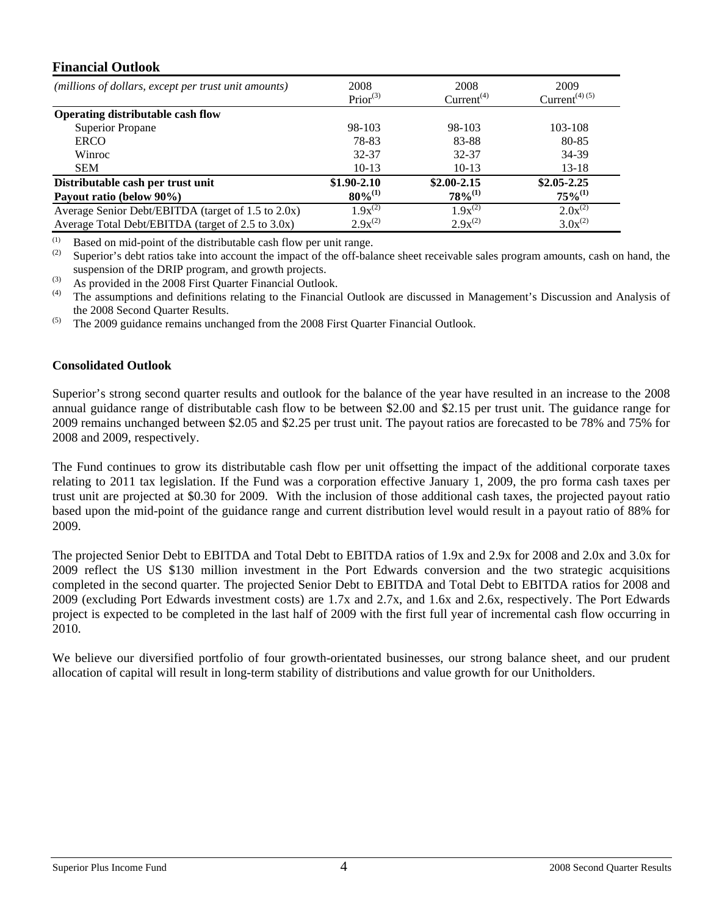## Financial Outlook

| *(millions of dollars, except per trust unit amounts)* | 2008 Prior[3] | 2008 Current[4] | 2009 Current[4] [5] |
|---|---|---|---|
| **Operating distributable cash flow** | | | |
| Superior Propane | 98-103 | 98-103 | 103-108 |
| ERCO | 78-83 | 83-88 | 80-85 |
| Winroc | 32-37 | 32-37 | 34-39 |
| SEM | 10-13 | 10-13 | 13-18 |
| **Distributable cash per trust unit** | **$1.90-2.10** | **$2.00-2.15** | **$2.05-2.25** |
| **Payout ratio (below 90%)** | **80%[1]** | **78%[1]** | **75%[1]** |
| Average Senior Debt/EBITDA (target of 1.5 to 2.0x) | 1.9x[2] | 1.9x[2] | 2.0x[2] |
| Average Total Debt/EBITDA (target of 2.5 to 3.0x) | 2.9x[2] | 2.9x[2] | 3.0x[2] |

(1) Based on mid-point of the distributable cash flow per unit range.
(2) Superior's debt ratios take into account the impact of the off-balance sheet receivable sales program amounts, cash on hand, the suspension of the DRIP program, and growth projects.
(3) As provided in the 2008 First Quarter Financial Outlook.
(4) The assumptions and definitions relating to the Financial Outlook are discussed in Management's Discussion and Analysis of the 2008 Second Quarter Results.
(5) The 2009 guidance remains unchanged from the 2008 First Quarter Financial Outlook.

### Consolidated Outlook

Superior's strong second quarter results and outlook for the balance of the year have resulted in an increase to the 2008 annual guidance range of distributable cash flow to be between $2.00 and $2.15 per trust unit. The guidance range for 2009 remains unchanged between $2.05 and $2.25 per trust unit. The payout ratios are forecasted to be 78% and 75% for 2008 and 2009, respectively.

The Fund continues to grow its distributable cash flow per unit offsetting the impact of the additional corporate taxes relating to 2011 tax legislation. If the Fund was a corporation effective January 1, 2009, the pro forma cash taxes per trust unit are projected at $0.30 for 2009. With the inclusion of those additional cash taxes, the projected payout ratio based upon the mid-point of the guidance range and current distribution level would result in a payout ratio of 88% for 2009.

The projected Senior Debt to EBITDA and Total Debt to EBITDA ratios of 1.9x and 2.9x for 2008 and 2.0x and 3.0x for 2009 reflect the US $130 million investment in the Port Edwards conversion and the two strategic acquisitions completed in the second quarter. The projected Senior Debt to EBITDA and Total Debt to EBITDA ratios for 2008 and 2009 (excluding Port Edwards investment costs) are 1.7x and 2.7x, and 1.6x and 2.6x, respectively. The Port Edwards project is expected to be completed in the last half of 2009 with the first full year of incremental cash flow occurring in 2010.

We believe our diversified portfolio of four growth-orientated businesses, our strong balance sheet, and our prudent allocation of capital will result in long-term stability of distributions and value growth for our Unitholders.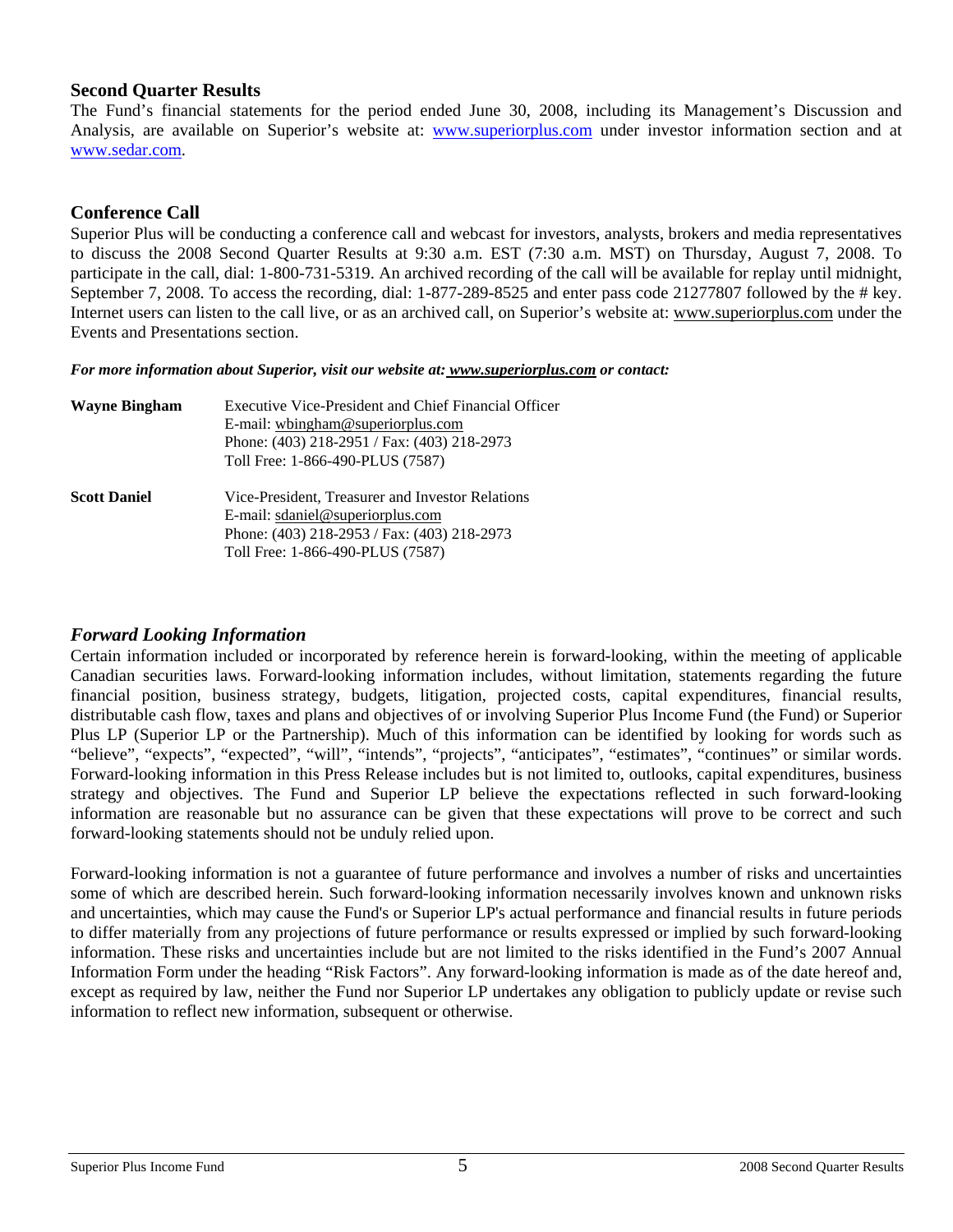## Second Quarter Results

The Fund's financial statements for the period ended June 30, 2008, including its Management's Discussion and Analysis, are available on Superior's website at: www.superiorplus.com under investor information section and at www.sedar.com.

## Conference Call

Superior Plus will be conducting a conference call and webcast for investors, analysts, brokers and media representatives to discuss the 2008 Second Quarter Results at 9:30 a.m. EST (7:30 a.m. MST) on Thursday, August 7, 2008. To participate in the call, dial: 1-800-731-5319. An archived recording of the call will be available for replay until midnight, September 7, 2008. To access the recording, dial: 1-877-289-8525 and enter pass code 21277807 followed by the # key. Internet users can listen to the call live, or as an archived call, on Superior's website at: www.superiorplus.com under the Events and Presentations section.

***For more information about Superior, visit our website at: www.superiorplus.com or contact:***

| | |
|---|---|
| **Wayne Bingham** | Executive Vice-President and Chief Financial Officer<br>E-mail: wbingham@superiorplus.com<br>Phone: (403) 218-2951 / Fax: (403) 218-2973<br>Toll Free: 1-866-490-PLUS (7587) |
| **Scott Daniel** | Vice-President, Treasurer and Investor Relations<br>E-mail: sdaniel@superiorplus.com<br>Phone: (403) 218-2953 / Fax: (403) 218-2973<br>Toll Free: 1-866-490-PLUS (7587) |

## *Forward Looking Information*

Certain information included or incorporated by reference herein is forward-looking, within the meeting of applicable Canadian securities laws. Forward-looking information includes, without limitation, statements regarding the future financial position, business strategy, budgets, litigation, projected costs, capital expenditures, financial results, distributable cash flow, taxes and plans and objectives of or involving Superior Plus Income Fund (the Fund) or Superior Plus LP (Superior LP or the Partnership). Much of this information can be identified by looking for words such as "believe", "expects", "expected", "will", "intends", "projects", "anticipates", "estimates", "continues" or similar words. Forward-looking information in this Press Release includes but is not limited to, outlooks, capital expenditures, business strategy and objectives. The Fund and Superior LP believe the expectations reflected in such forward-looking information are reasonable but no assurance can be given that these expectations will prove to be correct and such forward-looking statements should not be unduly relied upon.

Forward-looking information is not a guarantee of future performance and involves a number of risks and uncertainties some of which are described herein. Such forward-looking information necessarily involves known and unknown risks and uncertainties, which may cause the Fund's or Superior LP's actual performance and financial results in future periods to differ materially from any projections of future performance or results expressed or implied by such forward-looking information. These risks and uncertainties include but are not limited to the risks identified in the Fund's 2007 Annual Information Form under the heading "Risk Factors". Any forward-looking information is made as of the date hereof and, except as required by law, neither the Fund nor Superior LP undertakes any obligation to publicly update or revise such information to reflect new information, subsequent or otherwise.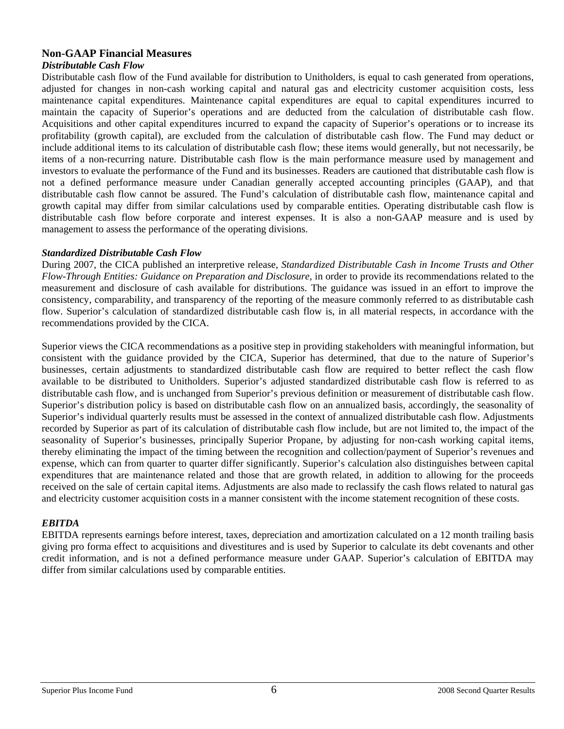## Non-GAAP Financial Measures

### *Distributable Cash Flow*

Distributable cash flow of the Fund available for distribution to Unitholders, is equal to cash generated from operations, adjusted for changes in non-cash working capital and natural gas and electricity customer acquisition costs, less maintenance capital expenditures. Maintenance capital expenditures are equal to capital expenditures incurred to maintain the capacity of Superior's operations and are deducted from the calculation of distributable cash flow. Acquisitions and other capital expenditures incurred to expand the capacity of Superior's operations or to increase its profitability (growth capital), are excluded from the calculation of distributable cash flow. The Fund may deduct or include additional items to its calculation of distributable cash flow; these items would generally, but not necessarily, be items of a non-recurring nature. Distributable cash flow is the main performance measure used by management and investors to evaluate the performance of the Fund and its businesses. Readers are cautioned that distributable cash flow is not a defined performance measure under Canadian generally accepted accounting principles (GAAP), and that distributable cash flow cannot be assured. The Fund's calculation of distributable cash flow, maintenance capital and growth capital may differ from similar calculations used by comparable entities. Operating distributable cash flow is distributable cash flow before corporate and interest expenses. It is also a non-GAAP measure and is used by management to assess the performance of the operating divisions.

### *Standardized Distributable Cash Flow*

During 2007, the CICA published an interpretive release, *Standardized Distributable Cash in Income Trusts and Other Flow-Through Entities: Guidance on Preparation and Disclosure,* in order to provide its recommendations related to the measurement and disclosure of cash available for distributions. The guidance was issued in an effort to improve the consistency, comparability, and transparency of the reporting of the measure commonly referred to as distributable cash flow. Superior's calculation of standardized distributable cash flow is, in all material respects, in accordance with the recommendations provided by the CICA.

Superior views the CICA recommendations as a positive step in providing stakeholders with meaningful information, but consistent with the guidance provided by the CICA, Superior has determined, that due to the nature of Superior's businesses, certain adjustments to standardized distributable cash flow are required to better reflect the cash flow available to be distributed to Unitholders. Superior's adjusted standardized distributable cash flow is referred to as distributable cash flow, and is unchanged from Superior's previous definition or measurement of distributable cash flow. Superior's distribution policy is based on distributable cash flow on an annualized basis, accordingly, the seasonality of Superior's individual quarterly results must be assessed in the context of annualized distributable cash flow. Adjustments recorded by Superior as part of its calculation of distributable cash flow include, but are not limited to, the impact of the seasonality of Superior's businesses, principally Superior Propane, by adjusting for non-cash working capital items, thereby eliminating the impact of the timing between the recognition and collection/payment of Superior's revenues and expense, which can from quarter to quarter differ significantly. Superior's calculation also distinguishes between capital expenditures that are maintenance related and those that are growth related, in addition to allowing for the proceeds received on the sale of certain capital items. Adjustments are also made to reclassify the cash flows related to natural gas and electricity customer acquisition costs in a manner consistent with the income statement recognition of these costs.

### *EBITDA*

EBITDA represents earnings before interest, taxes, depreciation and amortization calculated on a 12 month trailing basis giving pro forma effect to acquisitions and divestitures and is used by Superior to calculate its debt covenants and other credit information, and is not a defined performance measure under GAAP. Superior's calculation of EBITDA may differ from similar calculations used by comparable entities.